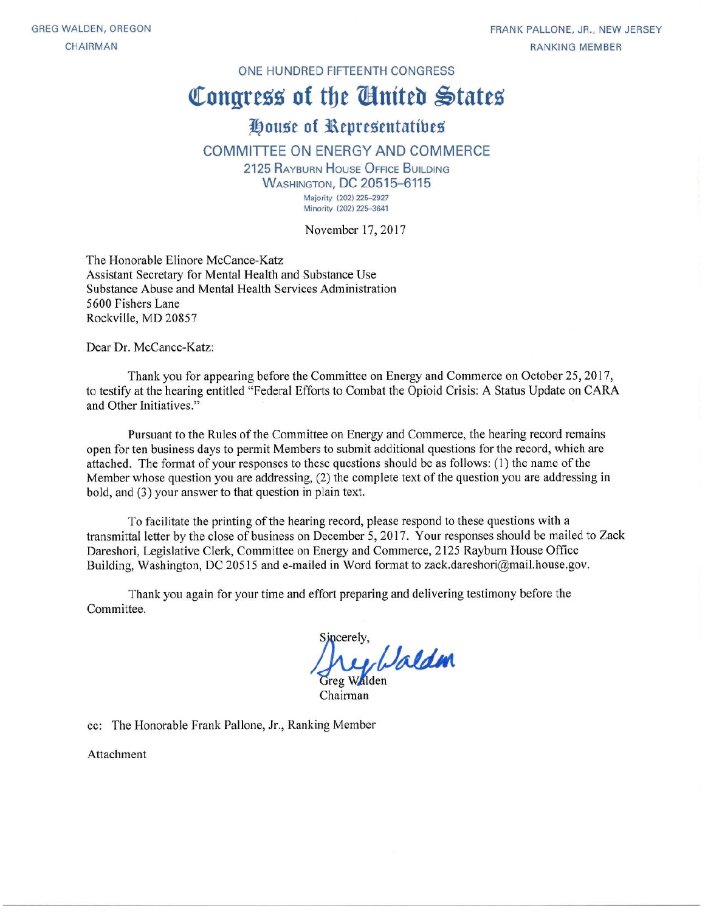GREG WALDEN, OREGON
CHAIRMAN

FRANK PALLONE, JR., NEW JERSEY
RANKING MEMBER

ONE HUNDRED FIFTEENTH CONGRESS

# Congress of the United States

## House of Representatives

### COMMITTEE ON ENERGY AND COMMERCE

2125 RAYBURN HOUSE OFFICE BUILDING
WASHINGTON, DC 20515–6115

Majority (202) 225–2927
Minority (202) 225–3641

November 17, 2017

The Honorable Elinore McCance-Katz
Assistant Secretary for Mental Health and Substance Use
Substance Abuse and Mental Health Services Administration
5600 Fishers Lane
Rockville, MD 20857

Dear Dr. McCance-Katz:

Thank you for appearing before the Committee on Energy and Commerce on October 25, 2017, to testify at the hearing entitled "Federal Efforts to Combat the Opioid Crisis: A Status Update on CARA and Other Initiatives."

Pursuant to the Rules of the Committee on Energy and Commerce, the hearing record remains open for ten business days to permit Members to submit additional questions for the record, which are attached. The format of your responses to these questions should be as follows: (1) the name of the Member whose question you are addressing, (2) the complete text of the question you are addressing in bold, and (3) your answer to that question in plain text.

To facilitate the printing of the hearing record, please respond to these questions with a transmittal letter by the close of business on December 5, 2017. Your responses should be mailed to Zack Dareshori, Legislative Clerk, Committee on Energy and Commerce, 2125 Rayburn House Office Building, Washington, DC 20515 and e-mailed in Word format to zack.dareshori@mail.house.gov.

Thank you again for your time and effort preparing and delivering testimony before the Committee.

Sincerely,

Greg Walden
Chairman

cc: The Honorable Frank Pallone, Jr., Ranking Member

Attachment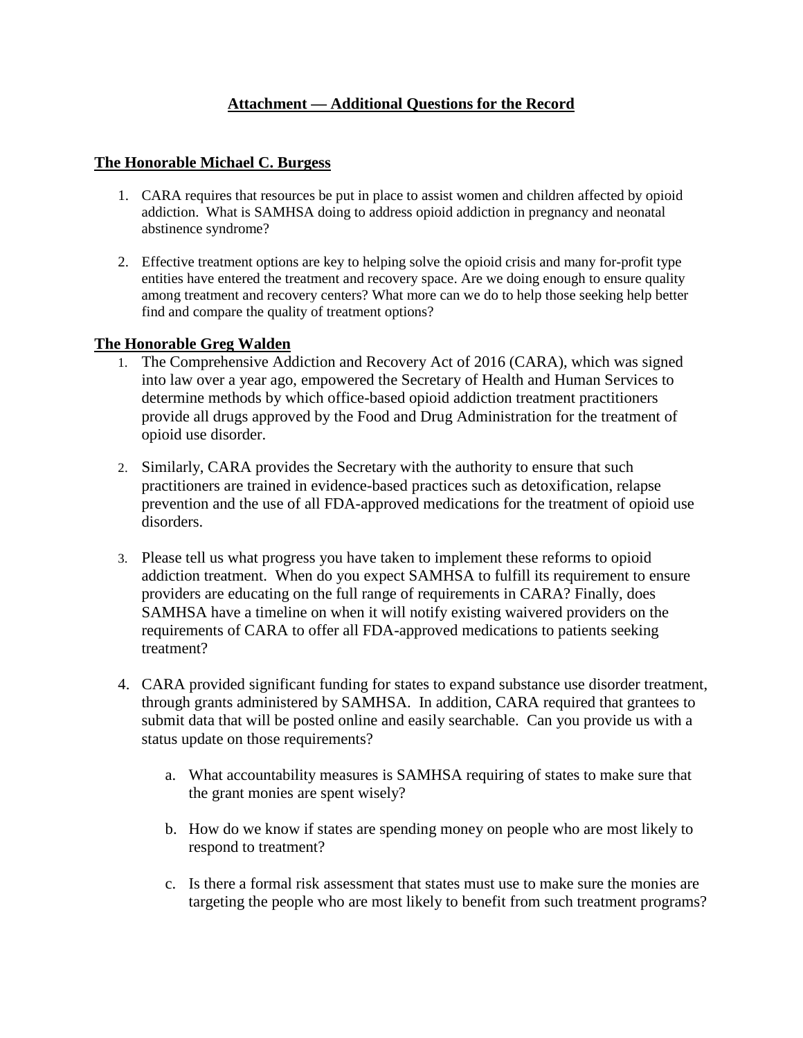## Attachment — Additional Questions for the Record

### The Honorable Michael C. Burgess

1. CARA requires that resources be put in place to assist women and children affected by opioid addiction. What is SAMHSA doing to address opioid addiction in pregnancy and neonatal abstinence syndrome?

2. Effective treatment options are key to helping solve the opioid crisis and many for-profit type entities have entered the treatment and recovery space. Are we doing enough to ensure quality among treatment and recovery centers? What more can we do to help those seeking help better find and compare the quality of treatment options?

### The Honorable Greg Walden

1. The Comprehensive Addiction and Recovery Act of 2016 (CARA), which was signed into law over a year ago, empowered the Secretary of Health and Human Services to determine methods by which office-based opioid addiction treatment practitioners provide all drugs approved by the Food and Drug Administration for the treatment of opioid use disorder.

2. Similarly, CARA provides the Secretary with the authority to ensure that such practitioners are trained in evidence-based practices such as detoxification, relapse prevention and the use of all FDA-approved medications for the treatment of opioid use disorders.

3. Please tell us what progress you have taken to implement these reforms to opioid addiction treatment. When do you expect SAMHSA to fulfill its requirement to ensure providers are educating on the full range of requirements in CARA? Finally, does SAMHSA have a timeline on when it will notify existing waivered providers on the requirements of CARA to offer all FDA-approved medications to patients seeking treatment?

4. CARA provided significant funding for states to expand substance use disorder treatment, through grants administered by SAMHSA. In addition, CARA required that grantees to submit data that will be posted online and easily searchable. Can you provide us with a status update on those requirements?

   a. What accountability measures is SAMHSA requiring of states to make sure that the grant monies are spent wisely?

   b. How do we know if states are spending money on people who are most likely to respond to treatment?

   c. Is there a formal risk assessment that states must use to make sure the monies are targeting the people who are most likely to benefit from such treatment programs?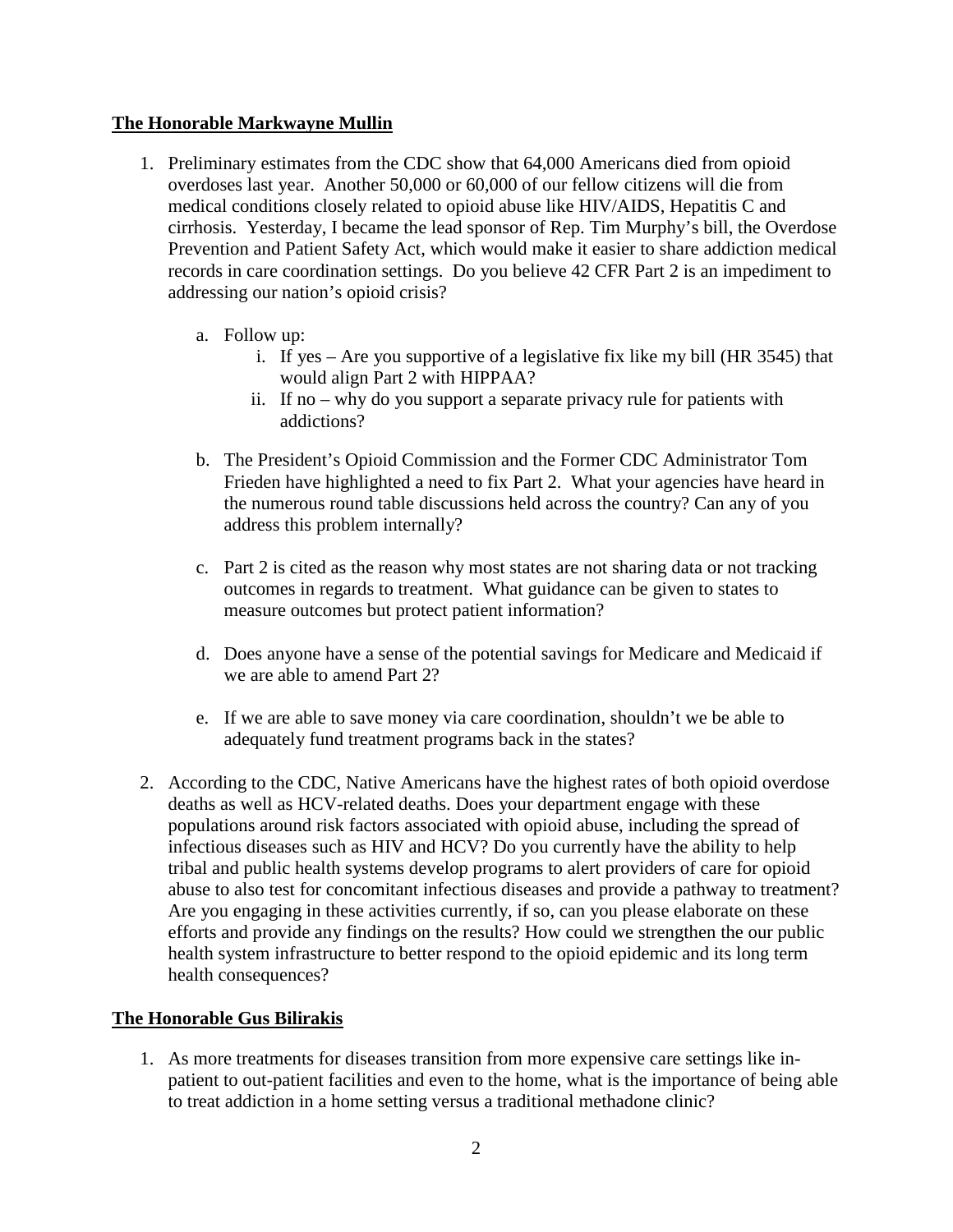**The Honorable Markwayne Mullin**

1. Preliminary estimates from the CDC show that 64,000 Americans died from opioid overdoses last year. Another 50,000 or 60,000 of our fellow citizens will die from medical conditions closely related to opioid abuse like HIV/AIDS, Hepatitis C and cirrhosis. Yesterday, I became the lead sponsor of Rep. Tim Murphy's bill, the Overdose Prevention and Patient Safety Act, which would make it easier to share addiction medical records in care coordination settings. Do you believe 42 CFR Part 2 is an impediment to addressing our nation's opioid crisis?

    a. Follow up:

        i. If yes – Are you supportive of a legislative fix like my bill (HR 3545) that would align Part 2 with HIPPAA?

        ii. If no – why do you support a separate privacy rule for patients with addictions?

    b. The President's Opioid Commission and the Former CDC Administrator Tom Frieden have highlighted a need to fix Part 2. What your agencies have heard in the numerous round table discussions held across the country? Can any of you address this problem internally?

    c. Part 2 is cited as the reason why most states are not sharing data or not tracking outcomes in regards to treatment. What guidance can be given to states to measure outcomes but protect patient information?

    d. Does anyone have a sense of the potential savings for Medicare and Medicaid if we are able to amend Part 2?

    e. If we are able to save money via care coordination, shouldn't we be able to adequately fund treatment programs back in the states?

2. According to the CDC, Native Americans have the highest rates of both opioid overdose deaths as well as HCV-related deaths. Does your department engage with these populations around risk factors associated with opioid abuse, including the spread of infectious diseases such as HIV and HCV? Do you currently have the ability to help tribal and public health systems develop programs to alert providers of care for opioid abuse to also test for concomitant infectious diseases and provide a pathway to treatment? Are you engaging in these activities currently, if so, can you please elaborate on these efforts and provide any findings on the results? How could we strengthen the our public health system infrastructure to better respond to the opioid epidemic and its long term health consequences?

**The Honorable Gus Bilirakis**

1. As more treatments for diseases transition from more expensive care settings like in-patient to out-patient facilities and even to the home, what is the importance of being able to treat addiction in a home setting versus a traditional methadone clinic?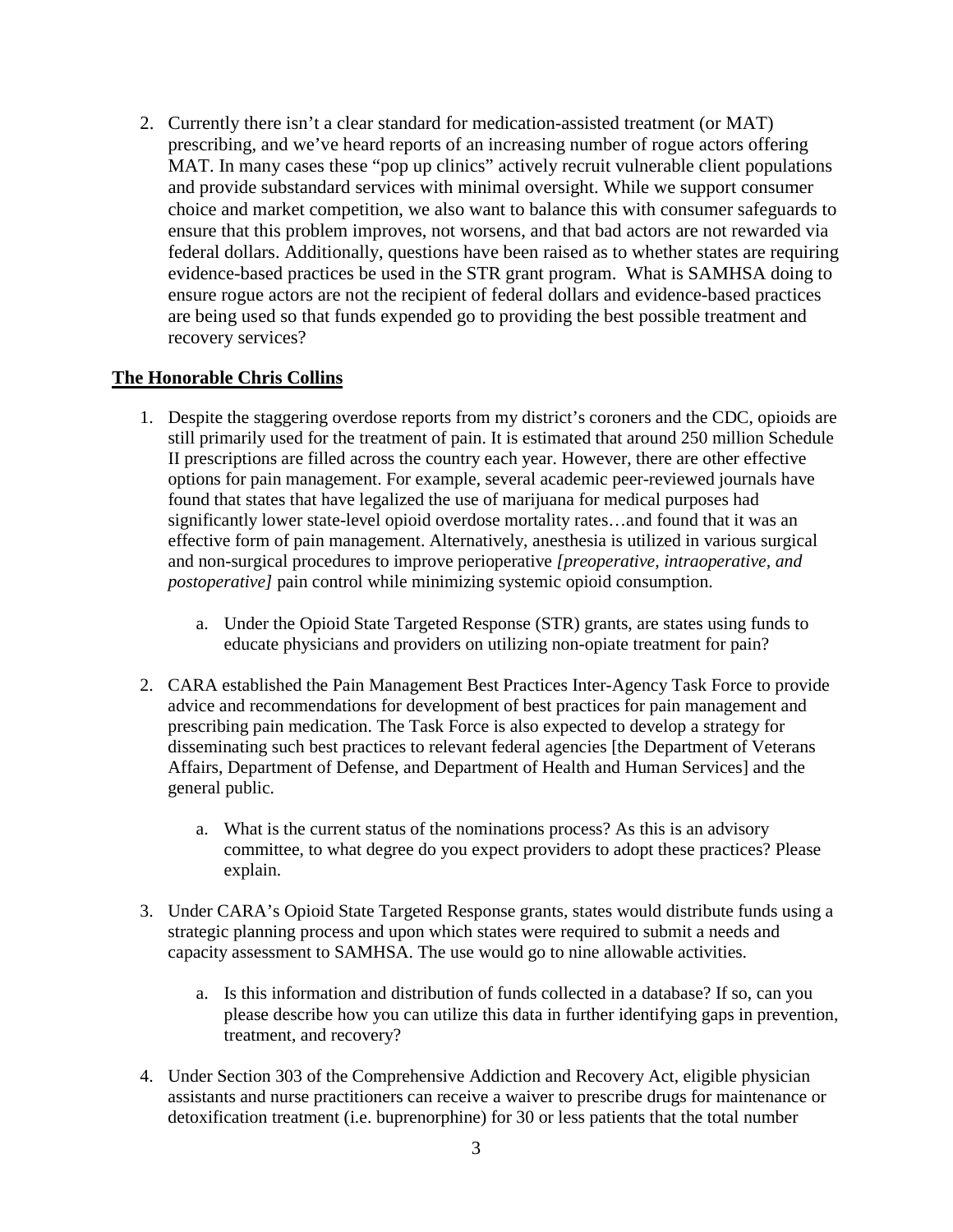2. Currently there isn't a clear standard for medication-assisted treatment (or MAT) prescribing, and we've heard reports of an increasing number of rogue actors offering MAT. In many cases these "pop up clinics" actively recruit vulnerable client populations and provide substandard services with minimal oversight. While we support consumer choice and market competition, we also want to balance this with consumer safeguards to ensure that this problem improves, not worsens, and that bad actors are not rewarded via federal dollars. Additionally, questions have been raised as to whether states are requiring evidence-based practices be used in the STR grant program. What is SAMHSA doing to ensure rogue actors are not the recipient of federal dollars and evidence-based practices are being used so that funds expended go to providing the best possible treatment and recovery services?

**The Honorable Chris Collins**

1. Despite the staggering overdose reports from my district's coroners and the CDC, opioids are still primarily used for the treatment of pain. It is estimated that around 250 million Schedule II prescriptions are filled across the country each year. However, there are other effective options for pain management. For example, several academic peer-reviewed journals have found that states that have legalized the use of marijuana for medical purposes had significantly lower state-level opioid overdose mortality rates…and found that it was an effective form of pain management. Alternatively, anesthesia is utilized in various surgical and non-surgical procedures to improve perioperative *[preoperative, intraoperative, and postoperative]* pain control while minimizing systemic opioid consumption.

    a. Under the Opioid State Targeted Response (STR) grants, are states using funds to educate physicians and providers on utilizing non-opiate treatment for pain?

2. CARA established the Pain Management Best Practices Inter-Agency Task Force to provide advice and recommendations for development of best practices for pain management and prescribing pain medication. The Task Force is also expected to develop a strategy for disseminating such best practices to relevant federal agencies [the Department of Veterans Affairs, Department of Defense, and Department of Health and Human Services] and the general public.

    a. What is the current status of the nominations process? As this is an advisory committee, to what degree do you expect providers to adopt these practices? Please explain.

3. Under CARA's Opioid State Targeted Response grants, states would distribute funds using a strategic planning process and upon which states were required to submit a needs and capacity assessment to SAMHSA. The use would go to nine allowable activities.

    a. Is this information and distribution of funds collected in a database? If so, can you please describe how you can utilize this data in further identifying gaps in prevention, treatment, and recovery?

4. Under Section 303 of the Comprehensive Addiction and Recovery Act, eligible physician assistants and nurse practitioners can receive a waiver to prescribe drugs for maintenance or detoxification treatment (i.e. buprenorphine) for 30 or less patients that the total number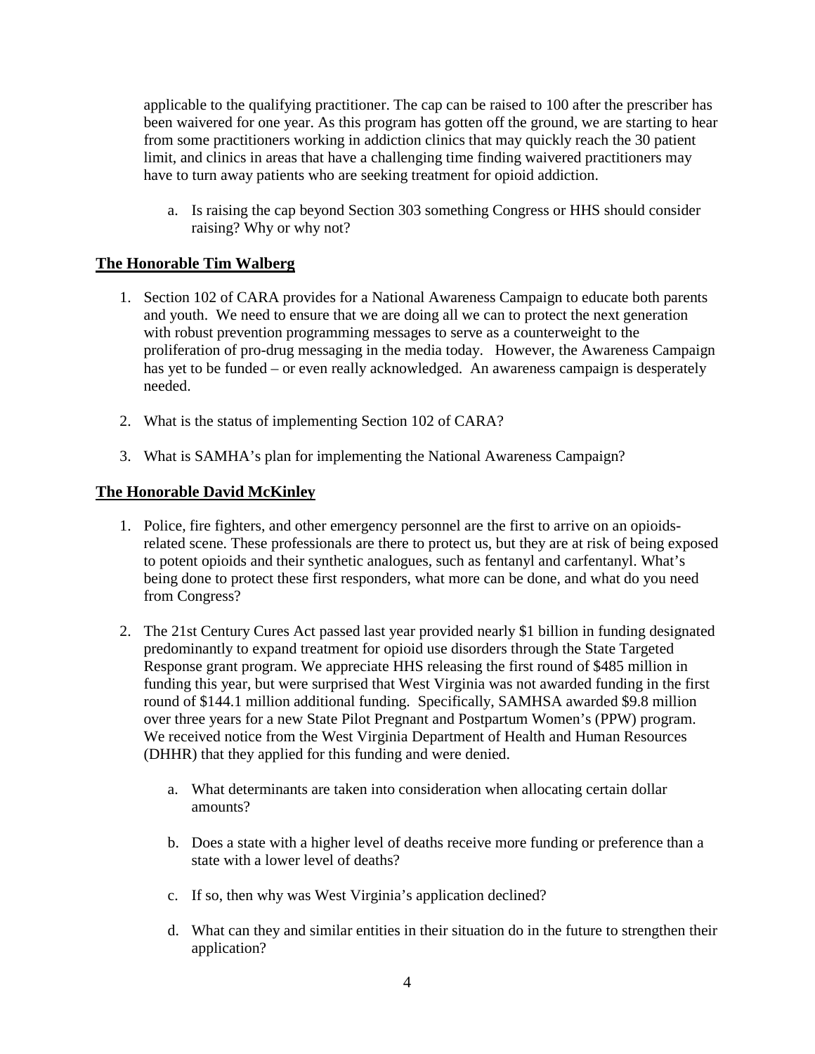applicable to the qualifying practitioner. The cap can be raised to 100 after the prescriber has been waivered for one year. As this program has gotten off the ground, we are starting to hear from some practitioners working in addiction clinics that may quickly reach the 30 patient limit, and clinics in areas that have a challenging time finding waivered practitioners may have to turn away patients who are seeking treatment for opioid addiction.

   a. Is raising the cap beyond Section 303 something Congress or HHS should consider raising? Why or why not?

## The Honorable Tim Walberg

1. Section 102 of CARA provides for a National Awareness Campaign to educate both parents and youth. We need to ensure that we are doing all we can to protect the next generation with robust prevention programming messages to serve as a counterweight to the proliferation of pro-drug messaging in the media today. However, the Awareness Campaign has yet to be funded – or even really acknowledged. An awareness campaign is desperately needed.

2. What is the status of implementing Section 102 of CARA?

3. What is SAMHA's plan for implementing the National Awareness Campaign?

## The Honorable David McKinley

1. Police, fire fighters, and other emergency personnel are the first to arrive on an opioids-related scene. These professionals are there to protect us, but they are at risk of being exposed to potent opioids and their synthetic analogues, such as fentanyl and carfentanyl. What's being done to protect these first responders, what more can be done, and what do you need from Congress?

2. The 21st Century Cures Act passed last year provided nearly $1 billion in funding designated predominantly to expand treatment for opioid use disorders through the State Targeted Response grant program. We appreciate HHS releasing the first round of $485 million in funding this year, but were surprised that West Virginia was not awarded funding in the first round of $144.1 million additional funding. Specifically, SAMHSA awarded $9.8 million over three years for a new State Pilot Pregnant and Postpartum Women's (PPW) program. We received notice from the West Virginia Department of Health and Human Resources (DHHR) that they applied for this funding and were denied.

   a. What determinants are taken into consideration when allocating certain dollar amounts?

   b. Does a state with a higher level of deaths receive more funding or preference than a state with a lower level of deaths?

   c. If so, then why was West Virginia's application declined?

   d. What can they and similar entities in their situation do in the future to strengthen their application?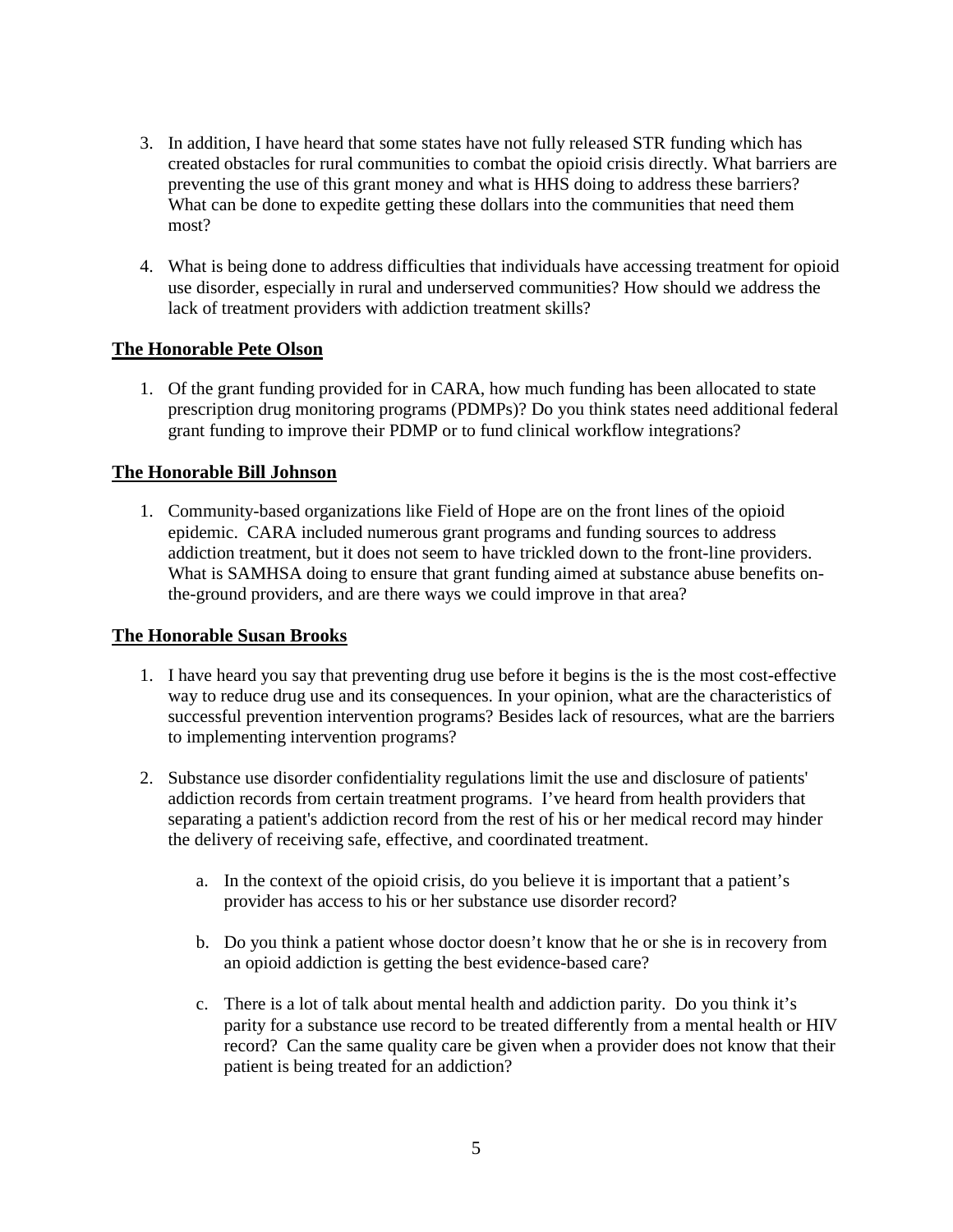3. In addition, I have heard that some states have not fully released STR funding which has created obstacles for rural communities to combat the opioid crisis directly. What barriers are preventing the use of this grant money and what is HHS doing to address these barriers? What can be done to expedite getting these dollars into the communities that need them most?

4. What is being done to address difficulties that individuals have accessing treatment for opioid use disorder, especially in rural and underserved communities? How should we address the lack of treatment providers with addiction treatment skills?

**The Honorable Pete Olson**

1. Of the grant funding provided for in CARA, how much funding has been allocated to state prescription drug monitoring programs (PDMPs)? Do you think states need additional federal grant funding to improve their PDMP or to fund clinical workflow integrations?

**The Honorable Bill Johnson**

1. Community-based organizations like Field of Hope are on the front lines of the opioid epidemic. CARA included numerous grant programs and funding sources to address addiction treatment, but it does not seem to have trickled down to the front-line providers. What is SAMHSA doing to ensure that grant funding aimed at substance abuse benefits on-the-ground providers, and are there ways we could improve in that area?

**The Honorable Susan Brooks**

1. I have heard you say that preventing drug use before it begins is the is the most cost-effective way to reduce drug use and its consequences. In your opinion, what are the characteristics of successful prevention intervention programs? Besides lack of resources, what are the barriers to implementing intervention programs?

2. Substance use disorder confidentiality regulations limit the use and disclosure of patients' addiction records from certain treatment programs. I've heard from health providers that separating a patient's addiction record from the rest of his or her medical record may hinder the delivery of receiving safe, effective, and coordinated treatment.

   a. In the context of the opioid crisis, do you believe it is important that a patient's provider has access to his or her substance use disorder record?

   b. Do you think a patient whose doctor doesn't know that he or she is in recovery from an opioid addiction is getting the best evidence-based care?

   c. There is a lot of talk about mental health and addiction parity. Do you think it's parity for a substance use record to be treated differently from a mental health or HIV record? Can the same quality care be given when a provider does not know that their patient is being treated for an addiction?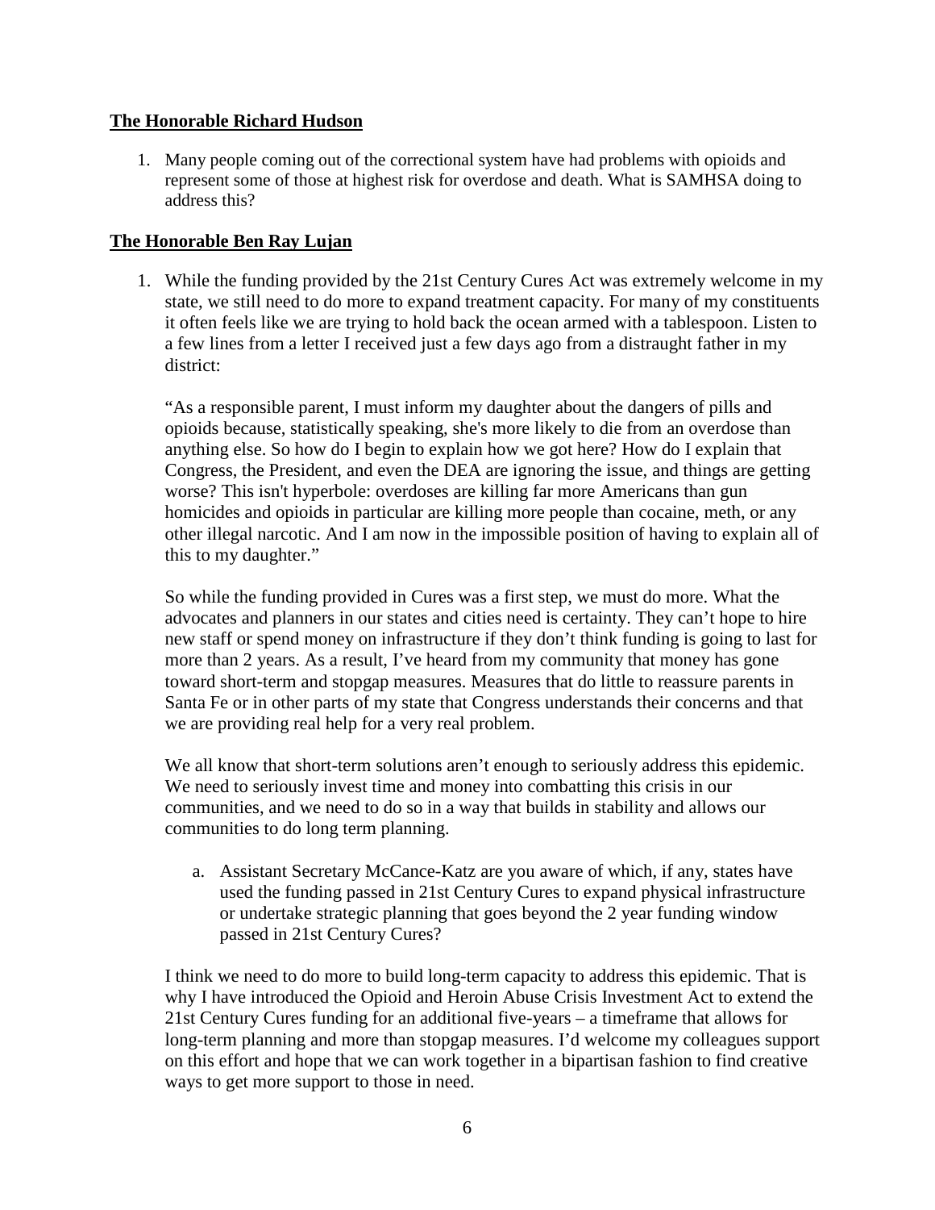**The Honorable Richard Hudson**

1. Many people coming out of the correctional system have had problems with opioids and represent some of those at highest risk for overdose and death. What is SAMHSA doing to address this?

**The Honorable Ben Ray Lujan**

1. While the funding provided by the 21st Century Cures Act was extremely welcome in my state, we still need to do more to expand treatment capacity. For many of my constituents it often feels like we are trying to hold back the ocean armed with a tablespoon. Listen to a few lines from a letter I received just a few days ago from a distraught father in my district:

   "As a responsible parent, I must inform my daughter about the dangers of pills and opioids because, statistically speaking, she's more likely to die from an overdose than anything else. So how do I begin to explain how we got here? How do I explain that Congress, the President, and even the DEA are ignoring the issue, and things are getting worse? This isn't hyperbole: overdoses are killing far more Americans than gun homicides and opioids in particular are killing more people than cocaine, meth, or any other illegal narcotic. And I am now in the impossible position of having to explain all of this to my daughter."

   So while the funding provided in Cures was a first step, we must do more. What the advocates and planners in our states and cities need is certainty. They can't hope to hire new staff or spend money on infrastructure if they don't think funding is going to last for more than 2 years. As a result, I've heard from my community that money has gone toward short-term and stopgap measures. Measures that do little to reassure parents in Santa Fe or in other parts of my state that Congress understands their concerns and that we are providing real help for a very real problem.

   We all know that short-term solutions aren't enough to seriously address this epidemic. We need to seriously invest time and money into combatting this crisis in our communities, and we need to do so in a way that builds in stability and allows our communities to do long term planning.

   a. Assistant Secretary McCance-Katz are you aware of which, if any, states have used the funding passed in 21st Century Cures to expand physical infrastructure or undertake strategic planning that goes beyond the 2 year funding window passed in 21st Century Cures?

   I think we need to do more to build long-term capacity to address this epidemic. That is why I have introduced the Opioid and Heroin Abuse Crisis Investment Act to extend the 21st Century Cures funding for an additional five-years – a timeframe that allows for long-term planning and more than stopgap measures. I'd welcome my colleagues support on this effort and hope that we can work together in a bipartisan fashion to find creative ways to get more support to those in need.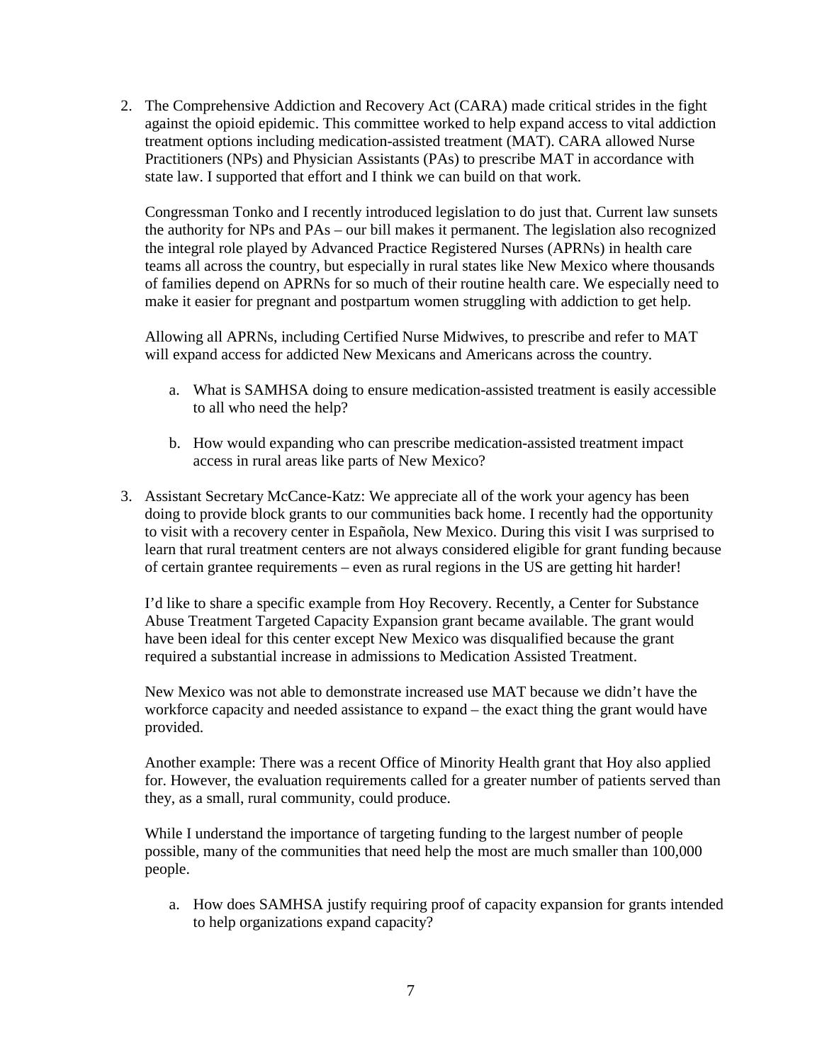2. The Comprehensive Addiction and Recovery Act (CARA) made critical strides in the fight against the opioid epidemic. This committee worked to help expand access to vital addiction treatment options including medication-assisted treatment (MAT). CARA allowed Nurse Practitioners (NPs) and Physician Assistants (PAs) to prescribe MAT in accordance with state law. I supported that effort and I think we can build on that work.

   Congressman Tonko and I recently introduced legislation to do just that. Current law sunsets the authority for NPs and PAs – our bill makes it permanent. The legislation also recognized the integral role played by Advanced Practice Registered Nurses (APRNs) in health care teams all across the country, but especially in rural states like New Mexico where thousands of families depend on APRNs for so much of their routine health care. We especially need to make it easier for pregnant and postpartum women struggling with addiction to get help.

   Allowing all APRNs, including Certified Nurse Midwives, to prescribe and refer to MAT will expand access for addicted New Mexicans and Americans across the country.

   a. What is SAMHSA doing to ensure medication-assisted treatment is easily accessible to all who need the help?

   b. How would expanding who can prescribe medication-assisted treatment impact access in rural areas like parts of New Mexico?

3. Assistant Secretary McCance-Katz: We appreciate all of the work your agency has been doing to provide block grants to our communities back home. I recently had the opportunity to visit with a recovery center in Española, New Mexico. During this visit I was surprised to learn that rural treatment centers are not always considered eligible for grant funding because of certain grantee requirements – even as rural regions in the US are getting hit harder!

   I'd like to share a specific example from Hoy Recovery. Recently, a Center for Substance Abuse Treatment Targeted Capacity Expansion grant became available. The grant would have been ideal for this center except New Mexico was disqualified because the grant required a substantial increase in admissions to Medication Assisted Treatment.

   New Mexico was not able to demonstrate increased use MAT because we didn't have the workforce capacity and needed assistance to expand – the exact thing the grant would have provided.

   Another example: There was a recent Office of Minority Health grant that Hoy also applied for. However, the evaluation requirements called for a greater number of patients served than they, as a small, rural community, could produce.

   While I understand the importance of targeting funding to the largest number of people possible, many of the communities that need help the most are much smaller than 100,000 people.

   a. How does SAMHSA justify requiring proof of capacity expansion for grants intended to help organizations expand capacity?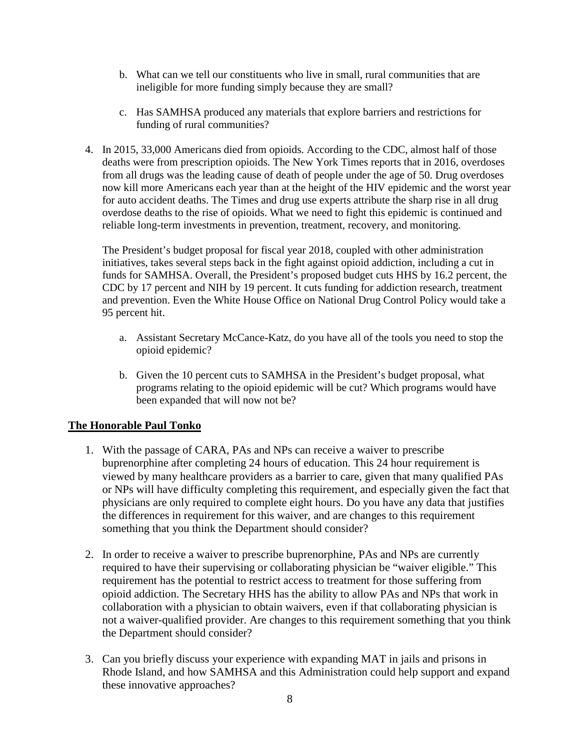b. What can we tell our constituents who live in small, rural communities that are ineligible for more funding simply because they are small?

c. Has SAMHSA produced any materials that explore barriers and restrictions for funding of rural communities?

4. In 2015, 33,000 Americans died from opioids. According to the CDC, almost half of those deaths were from prescription opioids. The New York Times reports that in 2016, overdoses from all drugs was the leading cause of death of people under the age of 50. Drug overdoses now kill more Americans each year than at the height of the HIV epidemic and the worst year for auto accident deaths. The Times and drug use experts attribute the sharp rise in all drug overdose deaths to the rise of opioids. What we need to fight this epidemic is continued and reliable long-term investments in prevention, treatment, recovery, and monitoring.

   The President's budget proposal for fiscal year 2018, coupled with other administration initiatives, takes several steps back in the fight against opioid addiction, including a cut in funds for SAMHSA. Overall, the President's proposed budget cuts HHS by 16.2 percent, the CDC by 17 percent and NIH by 19 percent. It cuts funding for addiction research, treatment and prevention. Even the White House Office on National Drug Control Policy would take a 95 percent hit.

   a. Assistant Secretary McCance-Katz, do you have all of the tools you need to stop the opioid epidemic?

   b. Given the 10 percent cuts to SAMHSA in the President's budget proposal, what programs relating to the opioid epidemic will be cut? Which programs would have been expanded that will now not be?

**The Honorable Paul Tonko**

1. With the passage of CARA, PAs and NPs can receive a waiver to prescribe buprenorphine after completing 24 hours of education. This 24 hour requirement is viewed by many healthcare providers as a barrier to care, given that many qualified PAs or NPs will have difficulty completing this requirement, and especially given the fact that physicians are only required to complete eight hours. Do you have any data that justifies the differences in requirement for this waiver, and are changes to this requirement something that you think the Department should consider?

2. In order to receive a waiver to prescribe buprenorphine, PAs and NPs are currently required to have their supervising or collaborating physician be "waiver eligible." This requirement has the potential to restrict access to treatment for those suffering from opioid addiction. The Secretary HHS has the ability to allow PAs and NPs that work in collaboration with a physician to obtain waivers, even if that collaborating physician is not a waiver-qualified provider. Are changes to this requirement something that you think the Department should consider?

3. Can you briefly discuss your experience with expanding MAT in jails and prisons in Rhode Island, and how SAMHSA and this Administration could help support and expand these innovative approaches?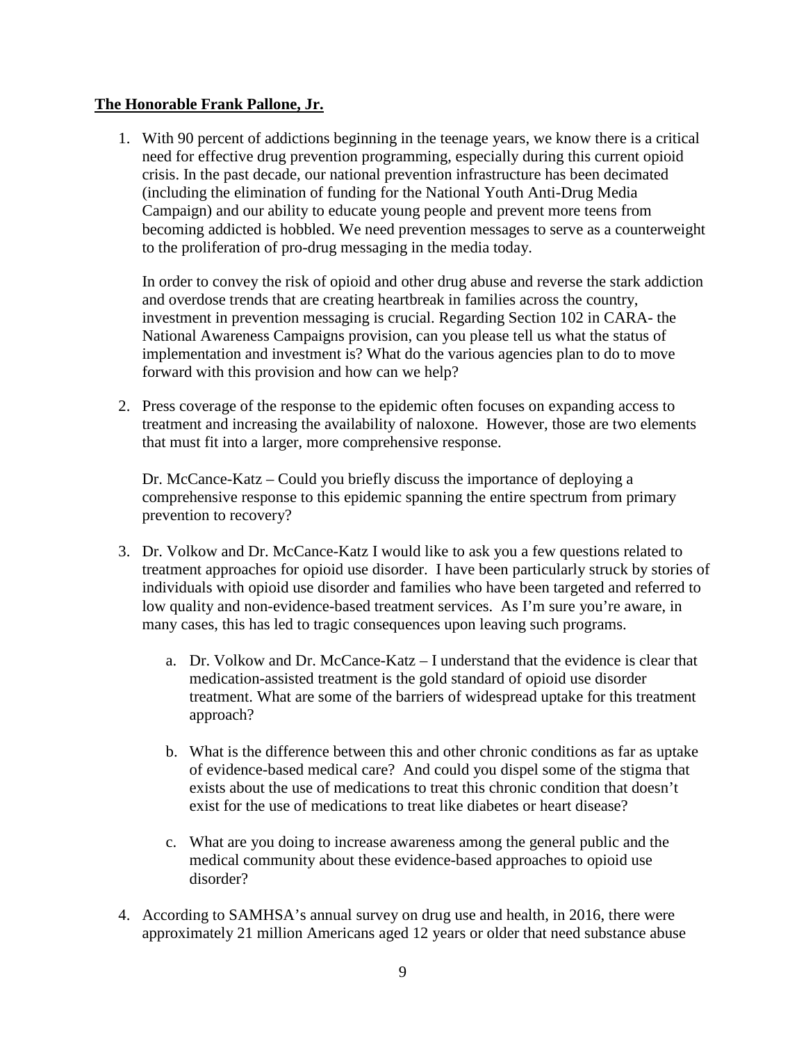**The Honorable Frank Pallone, Jr.**

1. With 90 percent of addictions beginning in the teenage years, we know there is a critical need for effective drug prevention programming, especially during this current opioid crisis. In the past decade, our national prevention infrastructure has been decimated (including the elimination of funding for the National Youth Anti-Drug Media Campaign) and our ability to educate young people and prevent more teens from becoming addicted is hobbled. We need prevention messages to serve as a counterweight to the proliferation of pro-drug messaging in the media today.

   In order to convey the risk of opioid and other drug abuse and reverse the stark addiction and overdose trends that are creating heartbreak in families across the country, investment in prevention messaging is crucial. Regarding Section 102 in CARA- the National Awareness Campaigns provision, can you please tell us what the status of implementation and investment is? What do the various agencies plan to do to move forward with this provision and how can we help?

2. Press coverage of the response to the epidemic often focuses on expanding access to treatment and increasing the availability of naloxone. However, those are two elements that must fit into a larger, more comprehensive response.

   Dr. McCance-Katz – Could you briefly discuss the importance of deploying a comprehensive response to this epidemic spanning the entire spectrum from primary prevention to recovery?

3. Dr. Volkow and Dr. McCance-Katz I would like to ask you a few questions related to treatment approaches for opioid use disorder. I have been particularly struck by stories of individuals with opioid use disorder and families who have been targeted and referred to low quality and non-evidence-based treatment services. As I'm sure you're aware, in many cases, this has led to tragic consequences upon leaving such programs.

   a. Dr. Volkow and Dr. McCance-Katz – I understand that the evidence is clear that medication-assisted treatment is the gold standard of opioid use disorder treatment. What are some of the barriers of widespread uptake for this treatment approach?

   b. What is the difference between this and other chronic conditions as far as uptake of evidence-based medical care? And could you dispel some of the stigma that exists about the use of medications to treat this chronic condition that doesn't exist for the use of medications to treat like diabetes or heart disease?

   c. What are you doing to increase awareness among the general public and the medical community about these evidence-based approaches to opioid use disorder?

4. According to SAMHSA's annual survey on drug use and health, in 2016, there were approximately 21 million Americans aged 12 years or older that need substance abuse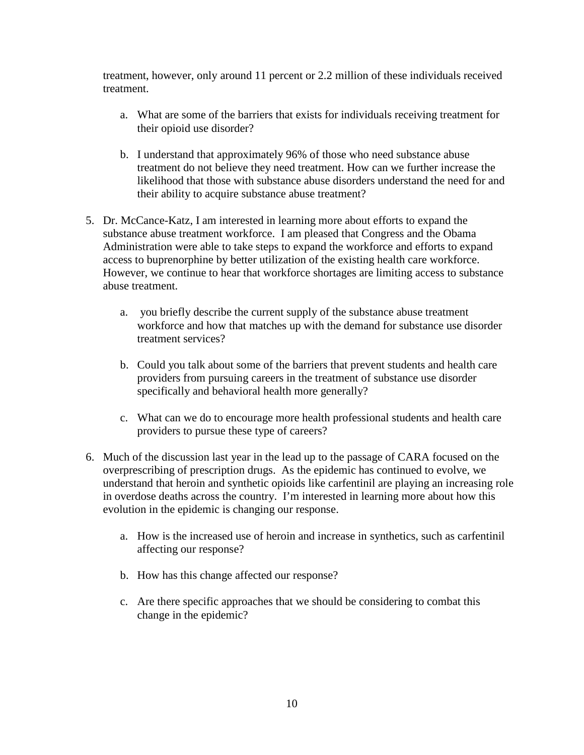treatment, however, only around 11 percent or 2.2 million of these individuals received treatment.

a. What are some of the barriers that exists for individuals receiving treatment for their opioid use disorder?

b. I understand that approximately 96% of those who need substance abuse treatment do not believe they need treatment. How can we further increase the likelihood that those with substance abuse disorders understand the need for and their ability to acquire substance abuse treatment?

5. Dr. McCance-Katz, I am interested in learning more about efforts to expand the substance abuse treatment workforce. I am pleased that Congress and the Obama Administration were able to take steps to expand the workforce and efforts to expand access to buprenorphine by better utilization of the existing health care workforce. However, we continue to hear that workforce shortages are limiting access to substance abuse treatment.

   a. you briefly describe the current supply of the substance abuse treatment workforce and how that matches up with the demand for substance use disorder treatment services?

   b. Could you talk about some of the barriers that prevent students and health care providers from pursuing careers in the treatment of substance use disorder specifically and behavioral health more generally?

   c. What can we do to encourage more health professional students and health care providers to pursue these type of careers?

6. Much of the discussion last year in the lead up to the passage of CARA focused on the overprescribing of prescription drugs. As the epidemic has continued to evolve, we understand that heroin and synthetic opioids like carfentinil are playing an increasing role in overdose deaths across the country. I'm interested in learning more about how this evolution in the epidemic is changing our response.

   a. How is the increased use of heroin and increase in synthetics, such as carfentinil affecting our response?

   b. How has this change affected our response?

   c. Are there specific approaches that we should be considering to combat this change in the epidemic?